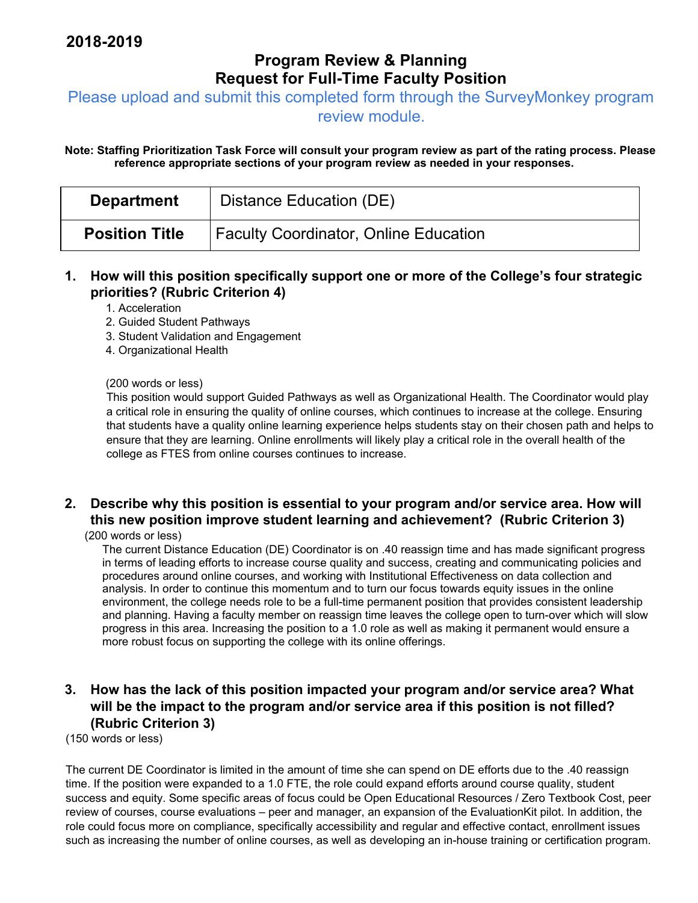**2018-2019**

# Program Review & Planning
# Request for Full-Time Faculty Position

Please upload and submit this completed form through the SurveyMonkey program review module.

**Note: Staffing Prioritization Task Force will consult your program review as part of the rating process. Please reference appropriate sections of your program review as needed in your responses.**

| **Department** | Distance Education (DE) |
|---|---|
| **Position Title** | Faculty Coordinator, Online Education |

**1. How will this position specifically support one or more of the College's four strategic priorities? (Rubric Criterion 4)**

1. Acceleration
2. Guided Student Pathways
3. Student Validation and Engagement
4. Organizational Health

(200 words or less)

This position would support Guided Pathways as well as Organizational Health. The Coordinator would play a critical role in ensuring the quality of online courses, which continues to increase at the college. Ensuring that students have a quality online learning experience helps students stay on their chosen path and helps to ensure that they are learning. Online enrollments will likely play a critical role in the overall health of the college as FTES from online courses continues to increase.

**2. Describe why this position is essential to your program and/or service area. How will this new position improve student learning and achievement? (Rubric Criterion 3)**

(200 words or less)

The current Distance Education (DE) Coordinator is on .40 reassign time and has made significant progress in terms of leading efforts to increase course quality and success, creating and communicating policies and procedures around online courses, and working with Institutional Effectiveness on data collection and analysis. In order to continue this momentum and to turn our focus towards equity issues in the online environment, the college needs role to be a full-time permanent position that provides consistent leadership and planning. Having a faculty member on reassign time leaves the college open to turn-over which will slow progress in this area. Increasing the position to a 1.0 role as well as making it permanent would ensure a more robust focus on supporting the college with its online offerings.

**3. How has the lack of this position impacted your program and/or service area? What will be the impact to the program and/or service area if this position is not filled? (Rubric Criterion 3)**

(150 words or less)

The current DE Coordinator is limited in the amount of time she can spend on DE efforts due to the .40 reassign time. If the position were expanded to a 1.0 FTE, the role could expand efforts around course quality, student success and equity. Some specific areas of focus could be Open Educational Resources / Zero Textbook Cost, peer review of courses, course evaluations – peer and manager, an expansion of the EvaluationKit pilot. In addition, the role could focus more on compliance, specifically accessibility and regular and effective contact, enrollment issues such as increasing the number of online courses, as well as developing an in-house training or certification program.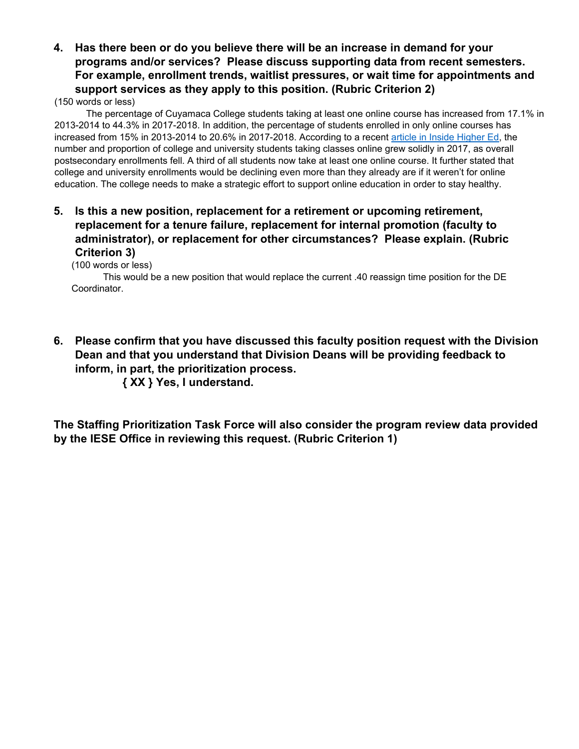**4. Has there been or do you believe there will be an increase in demand for your programs and/or services? Please discuss supporting data from recent semesters. For example, enrollment trends, waitlist pressures, or wait time for appointments and support services as they apply to this position. (Rubric Criterion 2)**

(150 words or less)

The percentage of Cuyamaca College students taking at least one online course has increased from 17.1% in 2013-2014 to 44.3% in 2017-2018. In addition, the percentage of students enrolled in only online courses has increased from 15% in 2013-2014 to 20.6% in 2017-2018. According to a recent article in Inside Higher Ed, the number and proportion of college and university students taking classes online grew solidly in 2017, as overall postsecondary enrollments fell. A third of all students now take at least one online course. It further stated that college and university enrollments would be declining even more than they already are if it weren't for online education. The college needs to make a strategic effort to support online education in order to stay healthy.

**5. Is this a new position, replacement for a retirement or upcoming retirement, replacement for a tenure failure, replacement for internal promotion (faculty to administrator), or replacement for other circumstances? Please explain. (Rubric Criterion 3)**

(100 words or less)

This would be a new position that would replace the current .40 reassign time position for the DE Coordinator.

**6. Please confirm that you have discussed this faculty position request with the Division Dean and that you understand that Division Deans will be providing feedback to inform, in part, the prioritization process.**

**{ XX } Yes, I understand.**

**The Staffing Prioritization Task Force will also consider the program review data provided by the IESE Office in reviewing this request. (Rubric Criterion 1)**